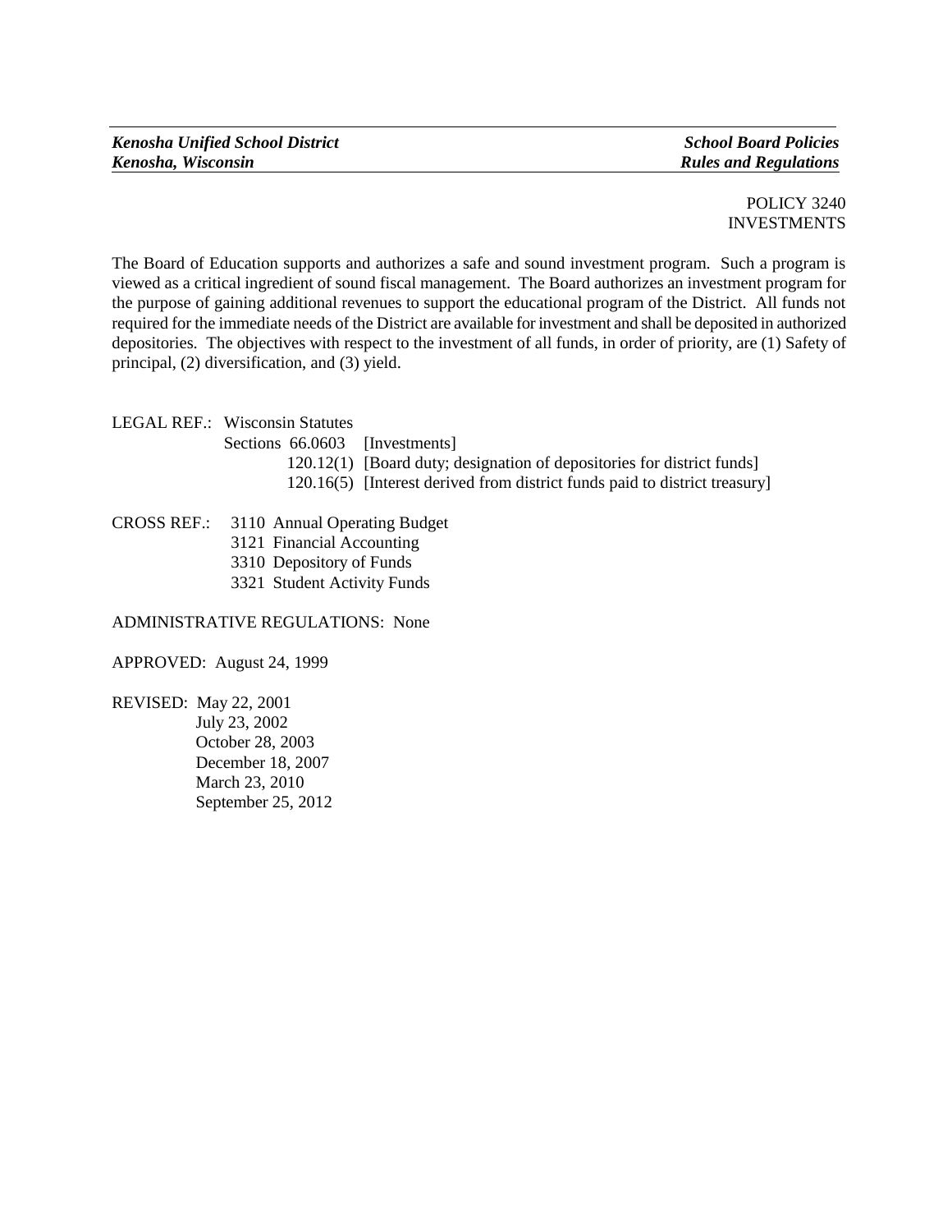POLICY 3240
INVESTMENTS

The Board of Education supports and authorizes a safe and sound investment program. Such a program is viewed as a critical ingredient of sound fiscal management. The Board authorizes an investment program for the purpose of gaining additional revenues to support the educational program of the District. All funds not required for the immediate needs of the District are available for investment and shall be deposited in authorized depositories. The objectives with respect to the investment of all funds, in order of priority, are (1) Safety of principal, (2) diversification, and (3) yield.

LEGAL REF.: Wisconsin Statutes
Sections 66.0603 [Investments]
120.12(1) [Board duty; designation of depositories for district funds]
120.16(5) [Interest derived from district funds paid to district treasury]

CROSS REF.: 3110 Annual Operating Budget
3121 Financial Accounting
3310 Depository of Funds
3321 Student Activity Funds

ADMINISTRATIVE REGULATIONS: None

APPROVED: August 24, 1999

REVISED: May 22, 2001
July 23, 2002
October 28, 2003
December 18, 2007
March 23, 2010
September 25, 2012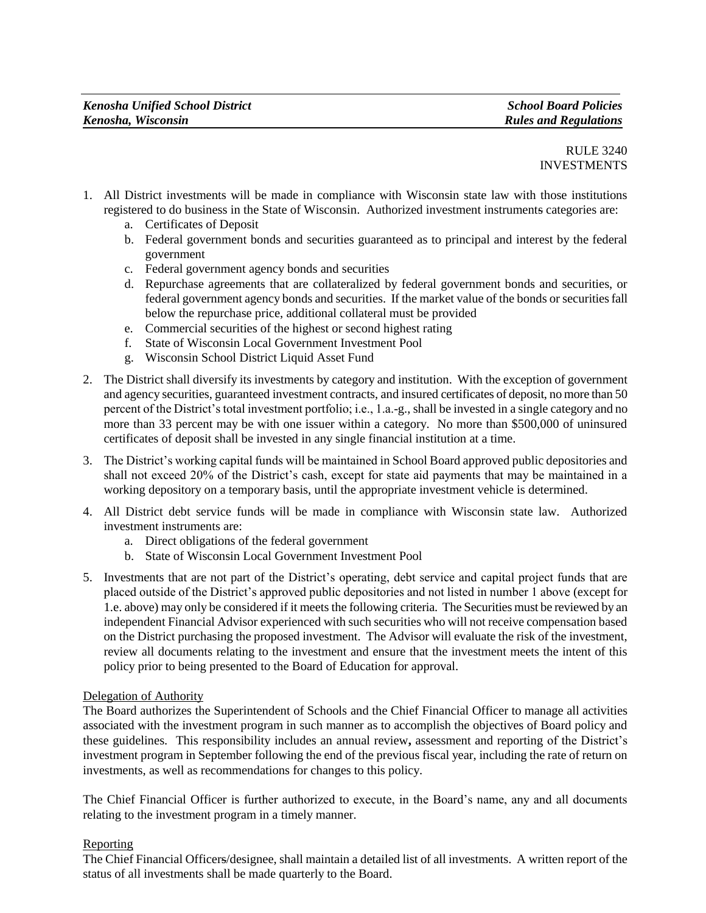RULE 3240
INVESTMENTS

1. All District investments will be made in compliance with Wisconsin state law with those institutions registered to do business in the State of Wisconsin. Authorized investment instruments categories are:
   a. Certificates of Deposit
   b. Federal government bonds and securities guaranteed as to principal and interest by the federal government
   c. Federal government agency bonds and securities
   d. Repurchase agreements that are collateralized by federal government bonds and securities, or federal government agency bonds and securities. If the market value of the bonds or securities fall below the repurchase price, additional collateral must be provided
   e. Commercial securities of the highest or second highest rating
   f. State of Wisconsin Local Government Investment Pool
   g. Wisconsin School District Liquid Asset Fund

2. The District shall diversify its investments by category and institution. With the exception of government and agency securities, guaranteed investment contracts, and insured certificates of deposit, no more than 50 percent of the District's total investment portfolio; i.e., 1.a.-g., shall be invested in a single category and no more than 33 percent may be with one issuer within a category. No more than $500,000 of uninsured certificates of deposit shall be invested in any single financial institution at a time.

3. The District's working capital funds will be maintained in School Board approved public depositories and shall not exceed 20% of the District's cash, except for state aid payments that may be maintained in a working depository on a temporary basis, until the appropriate investment vehicle is determined.

4. All District debt service funds will be made in compliance with Wisconsin state law. Authorized investment instruments are:
   a. Direct obligations of the federal government
   b. State of Wisconsin Local Government Investment Pool

5. Investments that are not part of the District's operating, debt service and capital project funds that are placed outside of the District's approved public depositories and not listed in number 1 above (except for 1.e. above) may only be considered if it meets the following criteria. The Securities must be reviewed by an independent Financial Advisor experienced with such securities who will not receive compensation based on the District purchasing the proposed investment. The Advisor will evaluate the risk of the investment, review all documents relating to the investment and ensure that the investment meets the intent of this policy prior to being presented to the Board of Education for approval.

Delegation of Authority

The Board authorizes the Superintendent of Schools and the Chief Financial Officer to manage all activities associated with the investment program in such manner as to accomplish the objectives of Board policy and these guidelines. This responsibility includes an annual review**,** assessment and reporting of the District's investment program in September following the end of the previous fiscal year, including the rate of return on investments, as well as recommendations for changes to this policy.

The Chief Financial Officer is further authorized to execute, in the Board's name, any and all documents relating to the investment program in a timely manner.

Reporting

The Chief Financial Officers/designee, shall maintain a detailed list of all investments. A written report of the status of all investments shall be made quarterly to the Board.